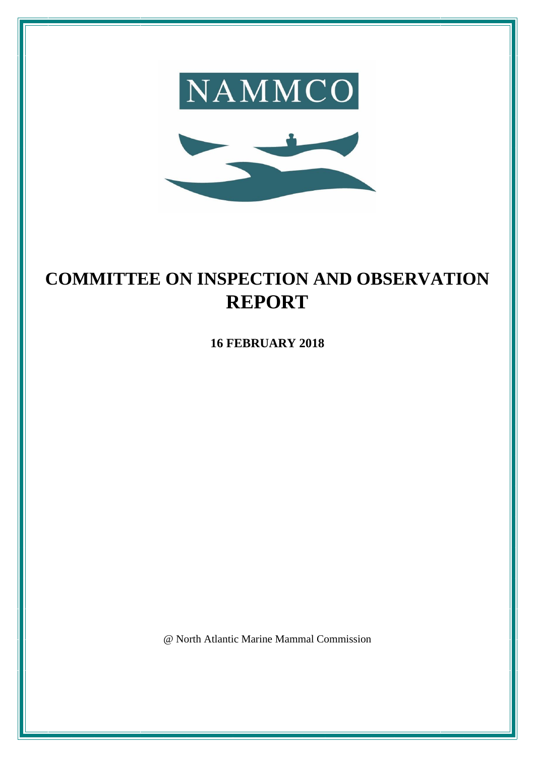NAMMCO

# COMMITTEE ON INSPECTION AND OBSERVATION REPORT

**16 FEBRUARY 2018**

@ North Atlantic Marine Mammal Commission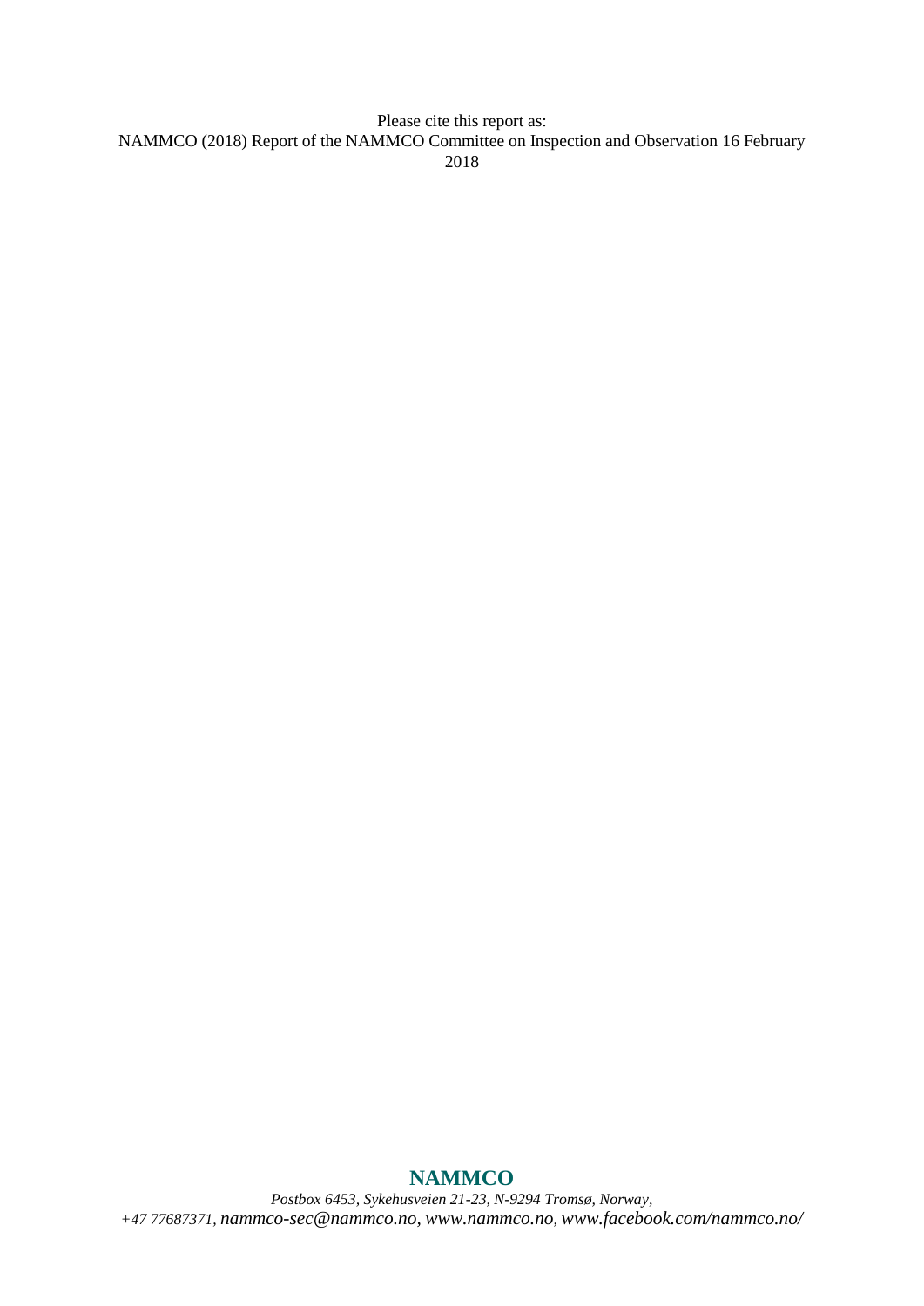Please cite this report as:
NAMMCO (2018) Report of the NAMMCO Committee on Inspection and Observation 16 February 2018

**NAMMCO**

*Postbox 6453, Sykehusveien 21-23, N-9294 Tromsø, Norway,*
*+47 77687371, nammco-sec@nammco.no, www.nammco.no, www.facebook.com/nammco.no/*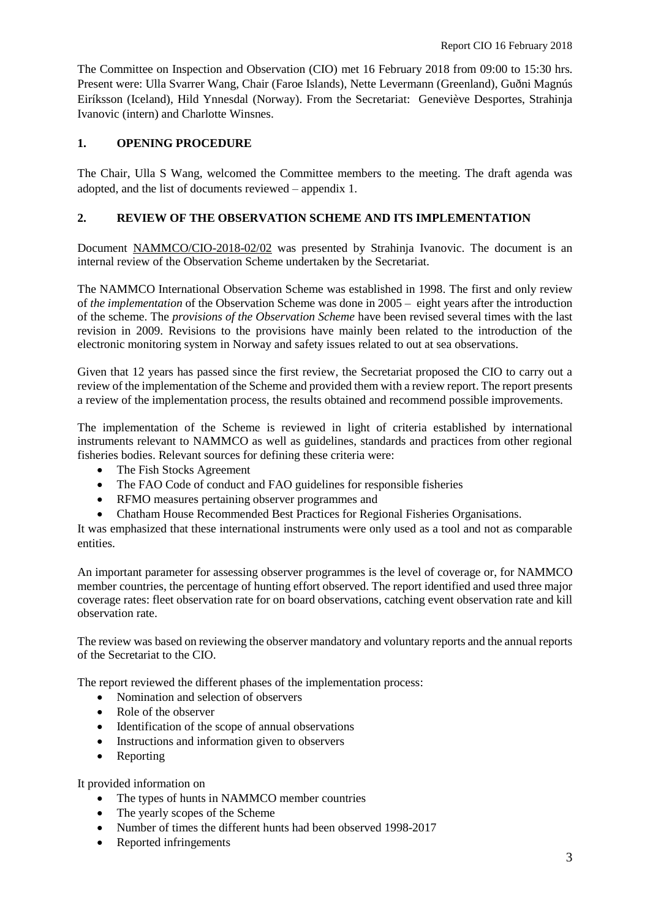The Committee on Inspection and Observation (CIO) met 16 February 2018 from 09:00 to 15:30 hrs. Present were: Ulla Svarrer Wang, Chair (Faroe Islands), Nette Levermann (Greenland), Guðni Magnús Eiríksson (Iceland), Hild Ynnesdal (Norway). From the Secretariat: Geneviève Desportes, Strahinja Ivanovic (intern) and Charlotte Winsnes.

## 1. OPENING PROCEDURE

The Chair, Ulla S Wang, welcomed the Committee members to the meeting. The draft agenda was adopted, and the list of documents reviewed – appendix 1.

## 2. REVIEW OF THE OBSERVATION SCHEME AND ITS IMPLEMENTATION

Document NAMMCO/CIO-2018-02/02 was presented by Strahinja Ivanovic. The document is an internal review of the Observation Scheme undertaken by the Secretariat.

The NAMMCO International Observation Scheme was established in 1998. The first and only review of *the implementation* of the Observation Scheme was done in 2005 – eight years after the introduction of the scheme. The *provisions of the Observation Scheme* have been revised several times with the last revision in 2009. Revisions to the provisions have mainly been related to the introduction of the electronic monitoring system in Norway and safety issues related to out at sea observations.

Given that 12 years has passed since the first review, the Secretariat proposed the CIO to carry out a review of the implementation of the Scheme and provided them with a review report. The report presents a review of the implementation process, the results obtained and recommend possible improvements.

The implementation of the Scheme is reviewed in light of criteria established by international instruments relevant to NAMMCO as well as guidelines, standards and practices from other regional fisheries bodies. Relevant sources for defining these criteria were:

- The Fish Stocks Agreement
- The FAO Code of conduct and FAO guidelines for responsible fisheries
- RFMO measures pertaining observer programmes and
- Chatham House Recommended Best Practices for Regional Fisheries Organisations.

It was emphasized that these international instruments were only used as a tool and not as comparable entities.

An important parameter for assessing observer programmes is the level of coverage or, for NAMMCO member countries, the percentage of hunting effort observed. The report identified and used three major coverage rates: fleet observation rate for on board observations, catching event observation rate and kill observation rate.

The review was based on reviewing the observer mandatory and voluntary reports and the annual reports of the Secretariat to the CIO.

The report reviewed the different phases of the implementation process:

- Nomination and selection of observers
- Role of the observer
- Identification of the scope of annual observations
- Instructions and information given to observers
- Reporting

It provided information on

- The types of hunts in NAMMCO member countries
- The yearly scopes of the Scheme
- Number of times the different hunts had been observed 1998-2017
- Reported infringements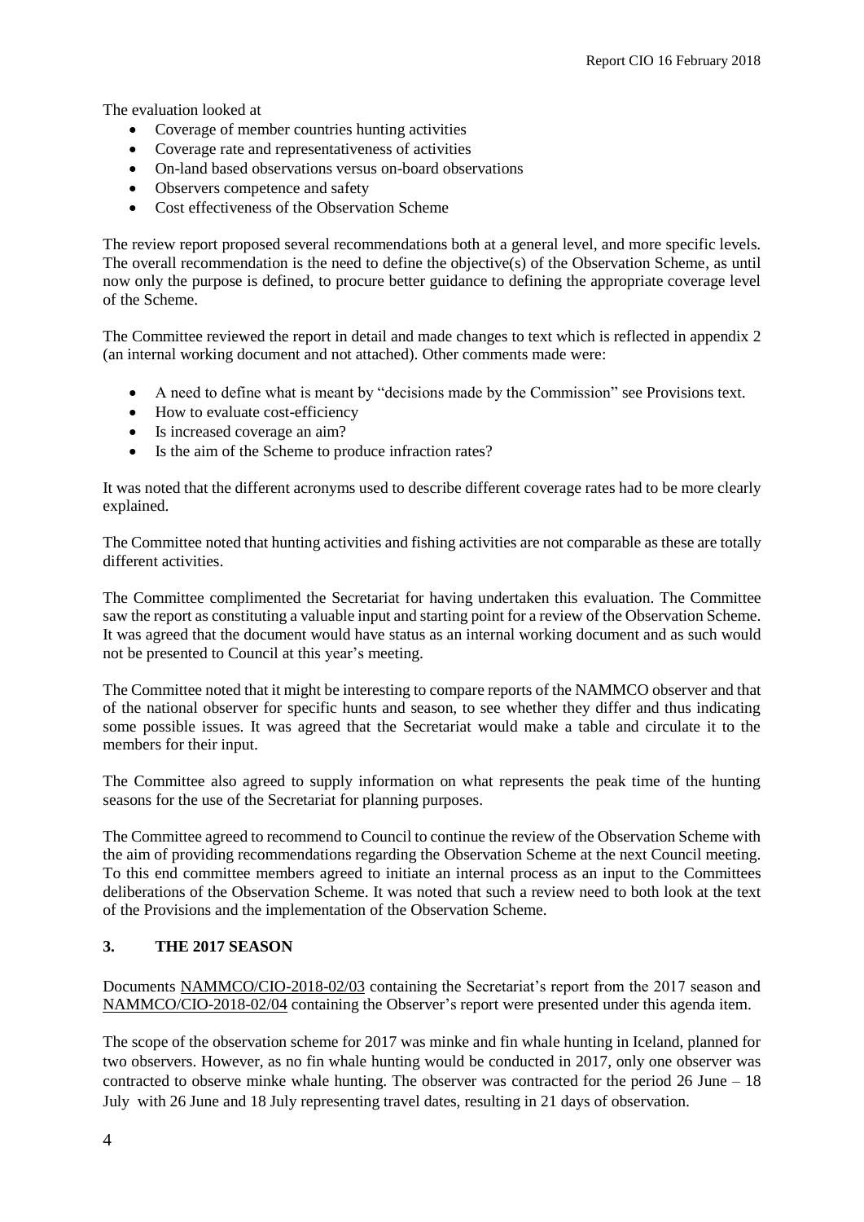The evaluation looked at

- Coverage of member countries hunting activities
- Coverage rate and representativeness of activities
- On-land based observations versus on-board observations
- Observers competence and safety
- Cost effectiveness of the Observation Scheme

The review report proposed several recommendations both at a general level, and more specific levels. The overall recommendation is the need to define the objective(s) of the Observation Scheme, as until now only the purpose is defined, to procure better guidance to defining the appropriate coverage level of the Scheme.

The Committee reviewed the report in detail and made changes to text which is reflected in appendix 2 (an internal working document and not attached). Other comments made were:

- A need to define what is meant by "decisions made by the Commission" see Provisions text.
- How to evaluate cost-efficiency
- Is increased coverage an aim?
- Is the aim of the Scheme to produce infraction rates?

It was noted that the different acronyms used to describe different coverage rates had to be more clearly explained.

The Committee noted that hunting activities and fishing activities are not comparable as these are totally different activities.

The Committee complimented the Secretariat for having undertaken this evaluation. The Committee saw the report as constituting a valuable input and starting point for a review of the Observation Scheme. It was agreed that the document would have status as an internal working document and as such would not be presented to Council at this year's meeting.

The Committee noted that it might be interesting to compare reports of the NAMMCO observer and that of the national observer for specific hunts and season, to see whether they differ and thus indicating some possible issues. It was agreed that the Secretariat would make a table and circulate it to the members for their input.

The Committee also agreed to supply information on what represents the peak time of the hunting seasons for the use of the Secretariat for planning purposes.

The Committee agreed to recommend to Council to continue the review of the Observation Scheme with the aim of providing recommendations regarding the Observation Scheme at the next Council meeting. To this end committee members agreed to initiate an internal process as an input to the Committees deliberations of the Observation Scheme. It was noted that such a review need to both look at the text of the Provisions and the implementation of the Observation Scheme.

## 3. THE 2017 SEASON

Documents NAMMCO/CIO-2018-02/03 containing the Secretariat's report from the 2017 season and NAMMCO/CIO-2018-02/04 containing the Observer's report were presented under this agenda item.

The scope of the observation scheme for 2017 was minke and fin whale hunting in Iceland, planned for two observers. However, as no fin whale hunting would be conducted in 2017, only one observer was contracted to observe minke whale hunting. The observer was contracted for the period 26 June – 18 July with 26 June and 18 July representing travel dates, resulting in 21 days of observation.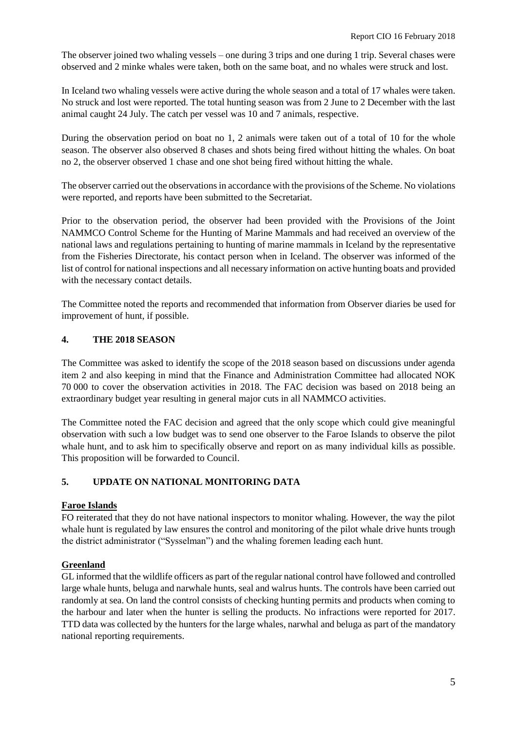The observer joined two whaling vessels – one during 3 trips and one during 1 trip. Several chases were observed and 2 minke whales were taken, both on the same boat, and no whales were struck and lost.

In Iceland two whaling vessels were active during the whole season and a total of 17 whales were taken. No struck and lost were reported. The total hunting season was from 2 June to 2 December with the last animal caught 24 July. The catch per vessel was 10 and 7 animals, respective.

During the observation period on boat no 1, 2 animals were taken out of a total of 10 for the whole season. The observer also observed 8 chases and shots being fired without hitting the whales. On boat no 2, the observer observed 1 chase and one shot being fired without hitting the whale.

The observer carried out the observations in accordance with the provisions of the Scheme. No violations were reported, and reports have been submitted to the Secretariat.

Prior to the observation period, the observer had been provided with the Provisions of the Joint NAMMCO Control Scheme for the Hunting of Marine Mammals and had received an overview of the national laws and regulations pertaining to hunting of marine mammals in Iceland by the representative from the Fisheries Directorate, his contact person when in Iceland. The observer was informed of the list of control for national inspections and all necessary information on active hunting boats and provided with the necessary contact details.

The Committee noted the reports and recommended that information from Observer diaries be used for improvement of hunt, if possible.

## 4. THE 2018 SEASON

The Committee was asked to identify the scope of the 2018 season based on discussions under agenda item 2 and also keeping in mind that the Finance and Administration Committee had allocated NOK 70 000 to cover the observation activities in 2018. The FAC decision was based on 2018 being an extraordinary budget year resulting in general major cuts in all NAMMCO activities.

The Committee noted the FAC decision and agreed that the only scope which could give meaningful observation with such a low budget was to send one observer to the Faroe Islands to observe the pilot whale hunt, and to ask him to specifically observe and report on as many individual kills as possible. This proposition will be forwarded to Council.

## 5. UPDATE ON NATIONAL MONITORING DATA

### Faroe Islands

FO reiterated that they do not have national inspectors to monitor whaling. However, the way the pilot whale hunt is regulated by law ensures the control and monitoring of the pilot whale drive hunts trough the district administrator ("Sysselman") and the whaling foremen leading each hunt.

### Greenland

GL informed that the wildlife officers as part of the regular national control have followed and controlled large whale hunts, beluga and narwhale hunts, seal and walrus hunts. The controls have been carried out randomly at sea. On land the control consists of checking hunting permits and products when coming to the harbour and later when the hunter is selling the products. No infractions were reported for 2017. TTD data was collected by the hunters for the large whales, narwhal and beluga as part of the mandatory national reporting requirements.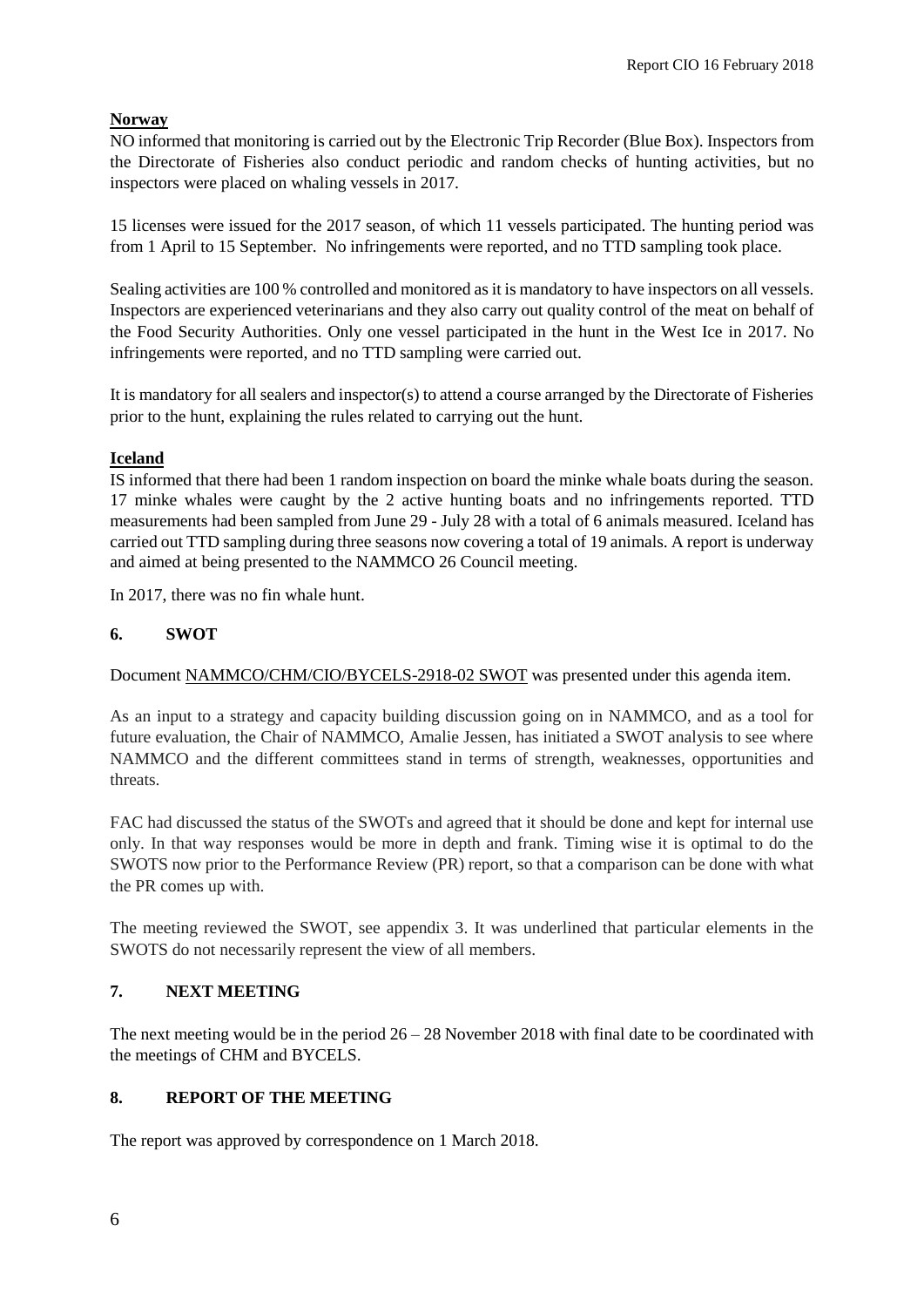**Norway**

NO informed that monitoring is carried out by the Electronic Trip Recorder (Blue Box). Inspectors from the Directorate of Fisheries also conduct periodic and random checks of hunting activities, but no inspectors were placed on whaling vessels in 2017.

15 licenses were issued for the 2017 season, of which 11 vessels participated. The hunting period was from 1 April to 15 September. No infringements were reported, and no TTD sampling took place.

Sealing activities are 100 % controlled and monitored as it is mandatory to have inspectors on all vessels. Inspectors are experienced veterinarians and they also carry out quality control of the meat on behalf of the Food Security Authorities. Only one vessel participated in the hunt in the West Ice in 2017. No infringements were reported, and no TTD sampling were carried out.

It is mandatory for all sealers and inspector(s) to attend a course arranged by the Directorate of Fisheries prior to the hunt, explaining the rules related to carrying out the hunt.

**Iceland**

IS informed that there had been 1 random inspection on board the minke whale boats during the season. 17 minke whales were caught by the 2 active hunting boats and no infringements reported. TTD measurements had been sampled from June 29 - July 28 with a total of 6 animals measured. Iceland has carried out TTD sampling during three seasons now covering a total of 19 animals. A report is underway and aimed at being presented to the NAMMCO 26 Council meeting.

In 2017, there was no fin whale hunt.

## 6. SWOT

Document NAMMCO/CHM/CIO/BYCELS-2918-02 SWOT was presented under this agenda item.

As an input to a strategy and capacity building discussion going on in NAMMCO, and as a tool for future evaluation, the Chair of NAMMCO, Amalie Jessen, has initiated a SWOT analysis to see where NAMMCO and the different committees stand in terms of strength, weaknesses, opportunities and threats.

FAC had discussed the status of the SWOTs and agreed that it should be done and kept for internal use only. In that way responses would be more in depth and frank. Timing wise it is optimal to do the SWOTS now prior to the Performance Review (PR) report, so that a comparison can be done with what the PR comes up with.

The meeting reviewed the SWOT, see appendix 3. It was underlined that particular elements in the SWOTS do not necessarily represent the view of all members.

## 7. NEXT MEETING

The next meeting would be in the period 26 – 28 November 2018 with final date to be coordinated with the meetings of CHM and BYCELS.

## 8. REPORT OF THE MEETING

The report was approved by correspondence on 1 March 2018.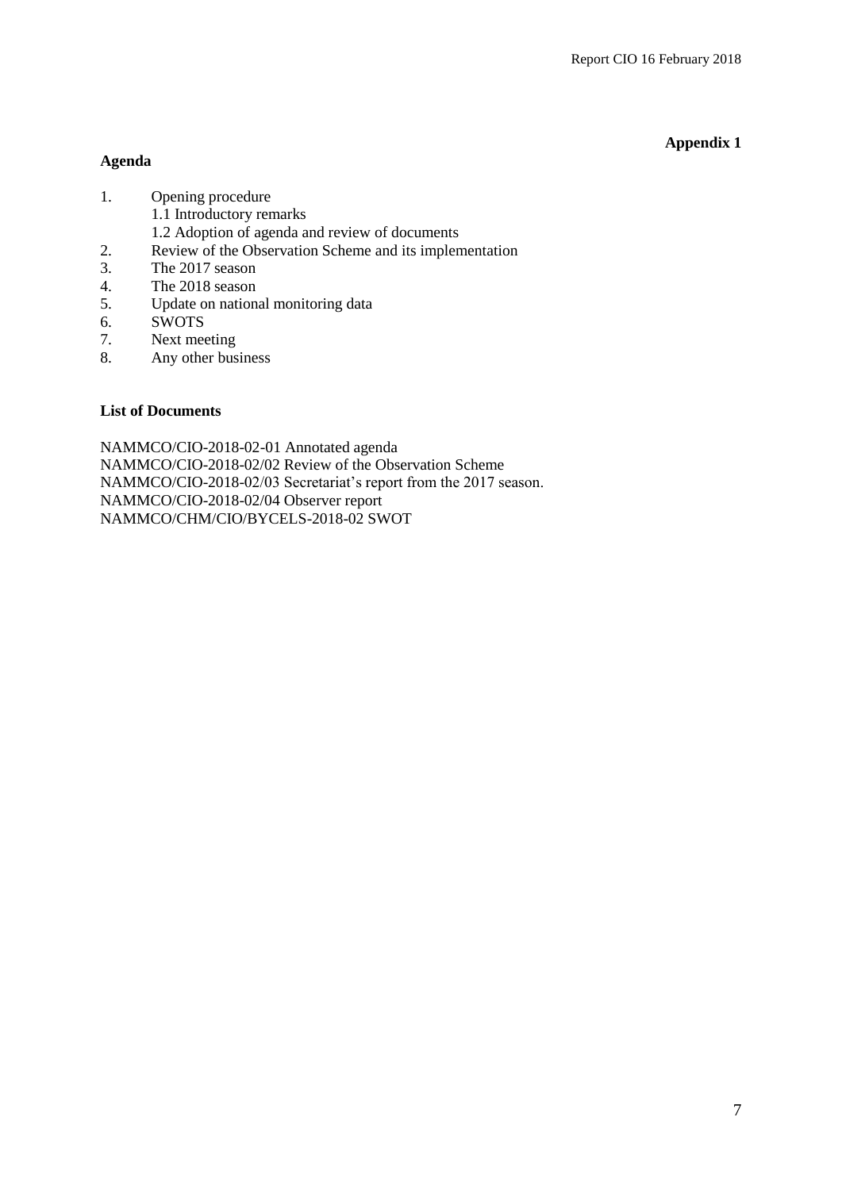**Appendix 1**

## Agenda

1. Opening procedure
    1.1 Introductory remarks
    1.2 Adoption of agenda and review of documents
2. Review of the Observation Scheme and its implementation
3. The 2017 season
4. The 2018 season
5. Update on national monitoring data
6. SWOTS
7. Next meeting
8. Any other business

## List of Documents

NAMMCO/CIO-2018-02-01 Annotated agenda
NAMMCO/CIO-2018-02/02 Review of the Observation Scheme
NAMMCO/CIO-2018-02/03 Secretariat's report from the 2017 season.
NAMMCO/CIO-2018-02/04 Observer report
NAMMCO/CHM/CIO/BYCELS-2018-02 SWOT